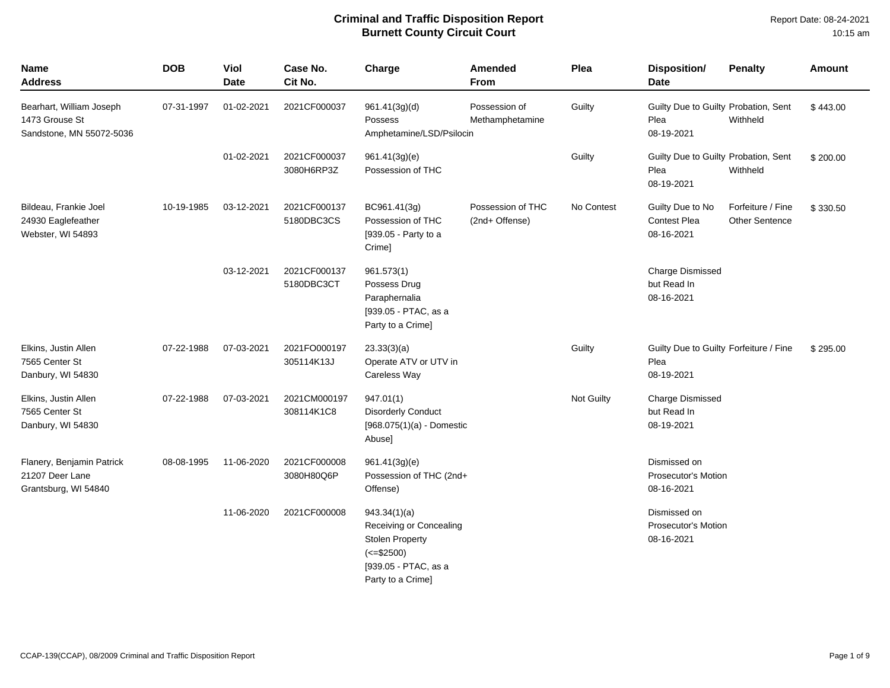# Criminal and Traffic Disposition Report
## Burnett County Circuit Court

Report Date: 08-24-2021
10:15 am

| Name<br>Address | DOB | Viol Date | Case No.<br>Cit No. | Charge | Amended From | Plea | Disposition/<br>Date | Penalty | Amount |
|---|---|---|---|---|---|---|---|---|---|
| Bearhart, William Joseph<br>1473 Grouse St<br>Sandstone, MN 55072-5036 | 07-31-1997 | 01-02-2021 | 2021CF000037 | 961.41(3g)(d)<br>Possess Amphetamine/LSD/Psilocin | Possession of Methamphetamine | Guilty | Guilty Due to Guilty Plea<br>08-19-2021 | Probation, Sent Withheld | $ 443.00 |
| | | 01-02-2021 | 2021CF000037<br>3080H6RP3Z | 961.41(3g)(e)<br>Possession of THC | | Guilty | Guilty Due to Guilty Plea<br>08-19-2021 | Probation, Sent Withheld | $ 200.00 |
| Bildeau, Frankie Joel<br>24930 Eaglefeather<br>Webster, WI 54893 | 10-19-1985 | 03-12-2021 | 2021CF000137<br>5180DBC3CS | BC961.41(3g)<br>Possession of THC<br>[939.05 - Party to a Crime] | Possession of THC (2nd+ Offense) | No Contest | Guilty Due to No Contest Plea<br>08-16-2021 | Forfeiture / Fine Other Sentence | $ 330.50 |
| | | 03-12-2021 | 2021CF000137<br>5180DBC3CT | 961.573(1)<br>Possess Drug Paraphernalia<br>[939.05 - PTAC, as a Party to a Crime] | | | Charge Dismissed but Read In<br>08-16-2021 | | |
| Elkins, Justin Allen<br>7565 Center St<br>Danbury, WI 54830 | 07-22-1988 | 07-03-2021 | 2021FO000197<br>305114K13J | 23.33(3)(a)<br>Operate ATV or UTV in Careless Way | | Guilty | Guilty Due to Guilty Plea<br>08-19-2021 | Forfeiture / Fine | $ 295.00 |
| Elkins, Justin Allen<br>7565 Center St<br>Danbury, WI 54830 | 07-22-1988 | 07-03-2021 | 2021CM000197<br>308114K1C8 | 947.01(1)<br>Disorderly Conduct<br>[968.075(1)(a) - Domestic Abuse] | | Not Guilty | Charge Dismissed but Read In<br>08-19-2021 | | |
| Flanery, Benjamin Patrick<br>21207 Deer Lane<br>Grantsburg, WI 54840 | 08-08-1995 | 11-06-2020 | 2021CF000008<br>3080H80Q6P | 961.41(3g)(e)<br>Possession of THC (2nd+ Offense) | | | Dismissed on Prosecutor's Motion<br>08-16-2021 | | |
| | | 11-06-2020 | 2021CF000008 | 943.34(1)(a)<br>Receiving or Concealing Stolen Property (<=$2500)<br>[939.05 - PTAC, as a Party to a Crime] | | | Dismissed on Prosecutor's Motion<br>08-16-2021 | | |

CCAP-139(CCAP), 08/2009 Criminal and Traffic Disposition Report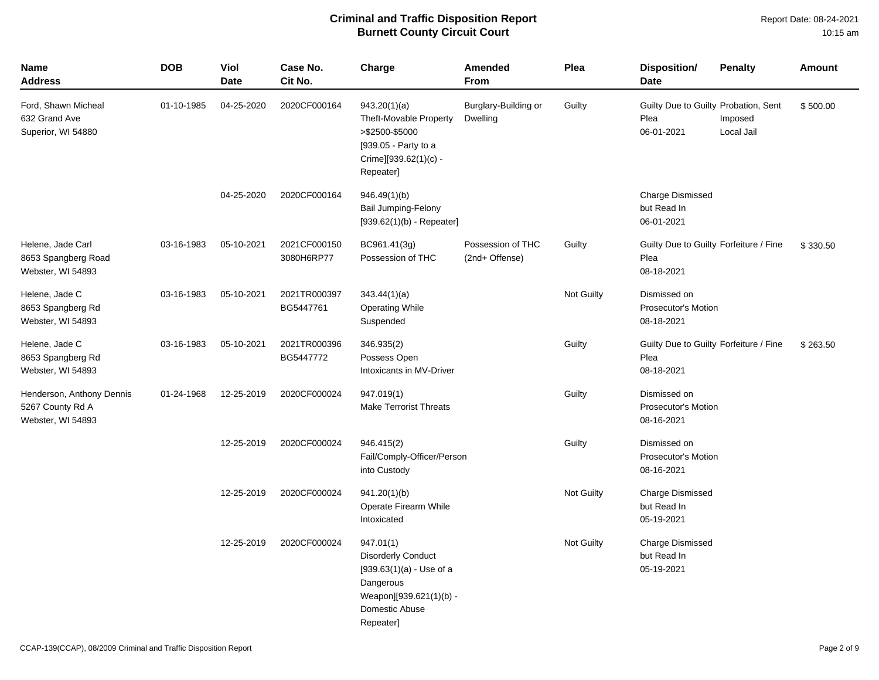# Criminal and Traffic Disposition Report
## Burnett County Circuit Court

Report Date: 08-24-2021
10:15 am

| Name Address | DOB | Viol Date | Case No. Cit No. | Charge | Amended From | Plea | Disposition/ Date | Penalty | Amount |
|---|---|---|---|---|---|---|---|---|---|
| Ford, Shawn Micheal 632 Grand Ave Superior, WI 54880 | 01-10-1985 | 04-25-2020 | 2020CF000164 | 943.20(1)(a) Theft-Movable Property >$2500-$5000 [939.05 - Party to a Crime][939.62(1)(c) - Repeater] | Burglary-Building or Dwelling | Guilty | Guilty Due to Guilty Plea 06-01-2021 | Probation, Sent Imposed Local Jail | $ 500.00 |
| | | 04-25-2020 | 2020CF000164 | 946.49(1)(b) Bail Jumping-Felony [939.62(1)(b) - Repeater] | | | Charge Dismissed but Read In 06-01-2021 | | |
| Helene, Jade Carl 8653 Spangberg Road Webster, WI 54893 | 03-16-1983 | 05-10-2021 | 2021CF000150 3080H6RP77 | BC961.41(3g) Possession of THC | Possession of THC (2nd+ Offense) | Guilty | Guilty Due to Guilty Plea 08-18-2021 | Forfeiture / Fine | $ 330.50 |
| Helene, Jade C 8653 Spangberg Rd Webster, WI 54893 | 03-16-1983 | 05-10-2021 | 2021TR000397 BG5447761 | 343.44(1)(a) Operating While Suspended | | Not Guilty | Dismissed on Prosecutor's Motion 08-18-2021 | | |
| Helene, Jade C 8653 Spangberg Rd Webster, WI 54893 | 03-16-1983 | 05-10-2021 | 2021TR000396 BG5447772 | 346.935(2) Possess Open Intoxicants in MV-Driver | | Guilty | Guilty Due to Guilty Plea 08-18-2021 | Forfeiture / Fine | $ 263.50 |
| Henderson, Anthony Dennis 5267 County Rd A Webster, WI 54893 | 01-24-1968 | 12-25-2019 | 2020CF000024 | 947.019(1) Make Terrorist Threats | | Guilty | Dismissed on Prosecutor's Motion 08-16-2021 | | |
| | | 12-25-2019 | 2020CF000024 | 946.415(2) Fail/Comply-Officer/Person into Custody | | Guilty | Dismissed on Prosecutor's Motion 08-16-2021 | | |
| | | 12-25-2019 | 2020CF000024 | 941.20(1)(b) Operate Firearm While Intoxicated | | Not Guilty | Charge Dismissed but Read In 05-19-2021 | | |
| | | 12-25-2019 | 2020CF000024 | 947.01(1) Disorderly Conduct [939.63(1)(a) - Use of a Dangerous Weapon][939.621(1)(b) - Domestic Abuse Repeater] | | Not Guilty | Charge Dismissed but Read In 05-19-2021 | | |

CCAP-139(CCAP), 08/2009 Criminal and Traffic Disposition Report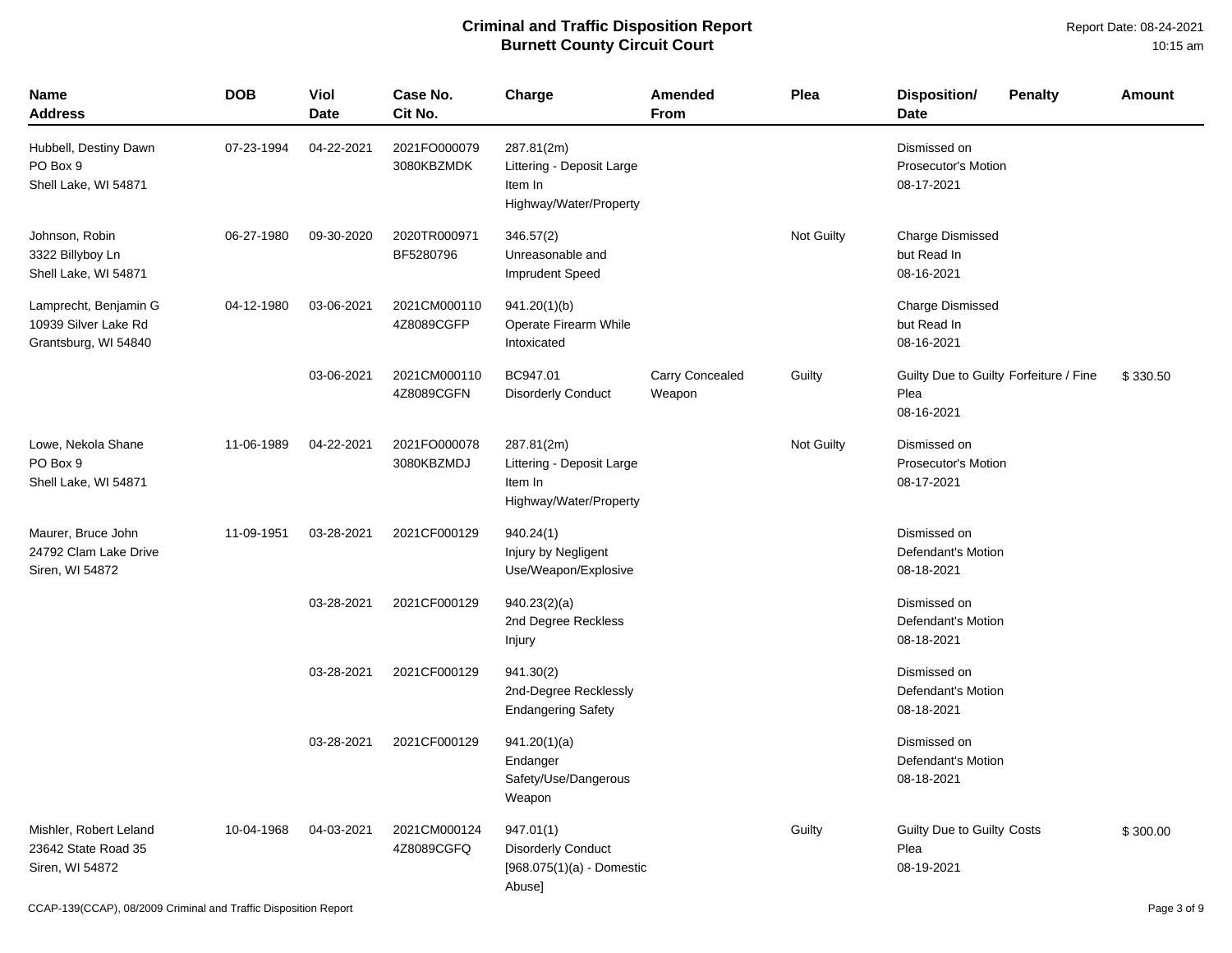# Criminal and Traffic Disposition Report
## Burnett County Circuit Court

Report Date: 08-24-2021
10:15 am

| Name Address | DOB | Viol Date | Case No. Cit No. | Charge | Amended From | Plea | Disposition/ Date | Penalty | Amount |
|---|---|---|---|---|---|---|---|---|---|
| Hubbell, Destiny Dawn PO Box 9 Shell Lake, WI 54871 | 07-23-1994 | 04-22-2021 | 2021FO000079 3080KBZMDK | 287.81(2m) Littering - Deposit Large Item In Highway/Water/Property | | | Dismissed on Prosecutor's Motion 08-17-2021 | | |
| Johnson, Robin 3322 Billyboy Ln Shell Lake, WI 54871 | 06-27-1980 | 09-30-2020 | 2020TR000971 BF5280796 | 346.57(2) Unreasonable and Imprudent Speed | | Not Guilty | Charge Dismissed but Read In 08-16-2021 | | |
| Lamprecht, Benjamin G 10939 Silver Lake Rd Grantsburg, WI 54840 | 04-12-1980 | 03-06-2021 | 2021CM000110 4Z8089CGFP | 941.20(1)(b) Operate Firearm While Intoxicated | | | Charge Dismissed but Read In 08-16-2021 | | |
| | | 03-06-2021 | 2021CM000110 4Z8089CGFN | BC947.01 Disorderly Conduct | Carry Concealed Weapon | Guilty | Guilty Due to Guilty Plea 08-16-2021 | Forfeiture / Fine | $ 330.50 |
| Lowe, Nekola Shane PO Box 9 Shell Lake, WI 54871 | 11-06-1989 | 04-22-2021 | 2021FO000078 3080KBZMDJ | 287.81(2m) Littering - Deposit Large Item In Highway/Water/Property | | Not Guilty | Dismissed on Prosecutor's Motion 08-17-2021 | | |
| Maurer, Bruce John 24792 Clam Lake Drive Siren, WI 54872 | 11-09-1951 | 03-28-2021 | 2021CF000129 | 940.24(1) Injury by Negligent Use/Weapon/Explosive | | | Dismissed on Defendant's Motion 08-18-2021 | | |
| | | 03-28-2021 | 2021CF000129 | 940.23(2)(a) 2nd Degree Reckless Injury | | | Dismissed on Defendant's Motion 08-18-2021 | | |
| | | 03-28-2021 | 2021CF000129 | 941.30(2) 2nd-Degree Recklessly Endangering Safety | | | Dismissed on Defendant's Motion 08-18-2021 | | |
| | | 03-28-2021 | 2021CF000129 | 941.20(1)(a) Endanger Safety/Use/Dangerous Weapon | | | Dismissed on Defendant's Motion 08-18-2021 | | |
| Mishler, Robert Leland 23642 State Road 35 Siren, WI 54872 | 10-04-1968 | 04-03-2021 | 2021CM000124 4Z8089CGFQ | 947.01(1) Disorderly Conduct [968.075(1)(a) - Domestic Abuse] | | Guilty | Guilty Due to Guilty Plea 08-19-2021 | Costs | $ 300.00 |

CCAP-139(CCAP), 08/2009 Criminal and Traffic Disposition Report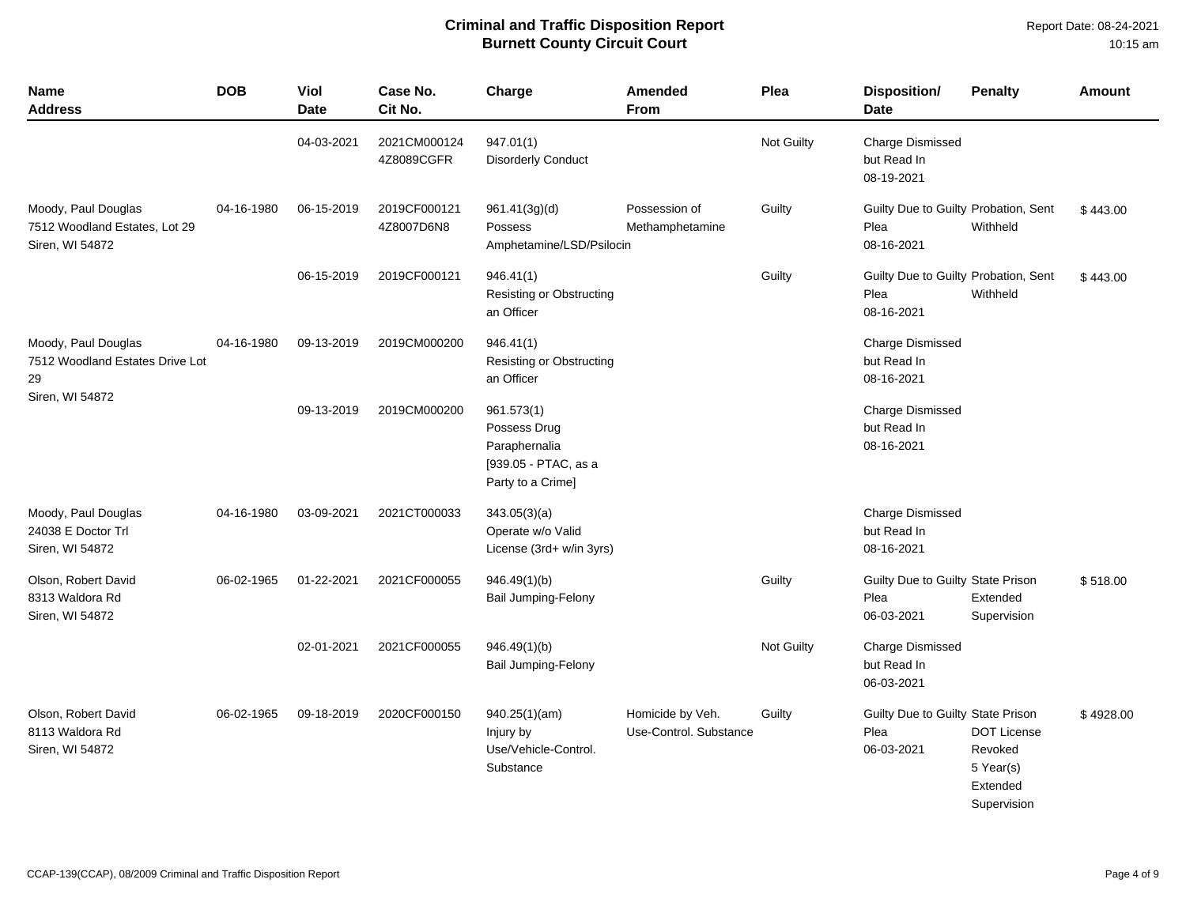# Criminal and Traffic Disposition Report
## Burnett County Circuit Court

Report Date: 08-24-2021
10:15 am

| Name Address | DOB | Viol Date | Case No. Cit No. | Charge | Amended From | Plea | Disposition/ Date | Penalty | Amount |
|---|---|---|---|---|---|---|---|---|---|
| | | 04-03-2021 | 2021CM000124 4Z8089CGFR | 947.01(1) Disorderly Conduct | | Not Guilty | Charge Dismissed but Read In 08-19-2021 | | |
| Moody, Paul Douglas 7512 Woodland Estates, Lot 29 Siren, WI 54872 | 04-16-1980 | 06-15-2019 | 2019CF000121 4Z8007D6N8 | 961.41(3g)(d) Possess Amphetamine/LSD/Psilocin | Possession of Methamphetamine | Guilty | Guilty Due to Guilty Plea 08-16-2021 | Probation, Sent Withheld | $ 443.00 |
| | | 06-15-2019 | 2019CF000121 | 946.41(1) Resisting or Obstructing an Officer | | Guilty | Guilty Due to Guilty Plea 08-16-2021 | Probation, Sent Withheld | $ 443.00 |
| Moody, Paul Douglas 7512 Woodland Estates Drive Lot 29 Siren, WI 54872 | 04-16-1980 | 09-13-2019 | 2019CM000200 | 946.41(1) Resisting or Obstructing an Officer | | | Charge Dismissed but Read In 08-16-2021 | | |
| | | 09-13-2019 | 2019CM000200 | 961.573(1) Possess Drug Paraphernalia [939.05 - PTAC, as a Party to a Crime] | | | Charge Dismissed but Read In 08-16-2021 | | |
| Moody, Paul Douglas 24038 E Doctor Trl Siren, WI 54872 | 04-16-1980 | 03-09-2021 | 2021CT000033 | 343.05(3)(a) Operate w/o Valid License (3rd+ w/in 3yrs) | | | Charge Dismissed but Read In 08-16-2021 | | |
| Olson, Robert David 8313 Waldora Rd Siren, WI 54872 | 06-02-1965 | 01-22-2021 | 2021CF000055 | 946.49(1)(b) Bail Jumping-Felony | | Guilty | Guilty Due to Guilty Plea 06-03-2021 | State Prison Extended Supervision | $ 518.00 |
| | | 02-01-2021 | 2021CF000055 | 946.49(1)(b) Bail Jumping-Felony | | Not Guilty | Charge Dismissed but Read In 06-03-2021 | | |
| Olson, Robert David 8113 Waldora Rd Siren, WI 54872 | 06-02-1965 | 09-18-2019 | 2020CF000150 | 940.25(1)(am) Injury by Use/Vehicle-Control. Substance | Homicide by Veh. Use-Control. Substance | Guilty | Guilty Due to Guilty Plea 06-03-2021 | State Prison DOT License Revoked 5 Year(s) Extended Supervision | $ 4928.00 |

CCAP-139(CCAP), 08/2009 Criminal and Traffic Disposition Report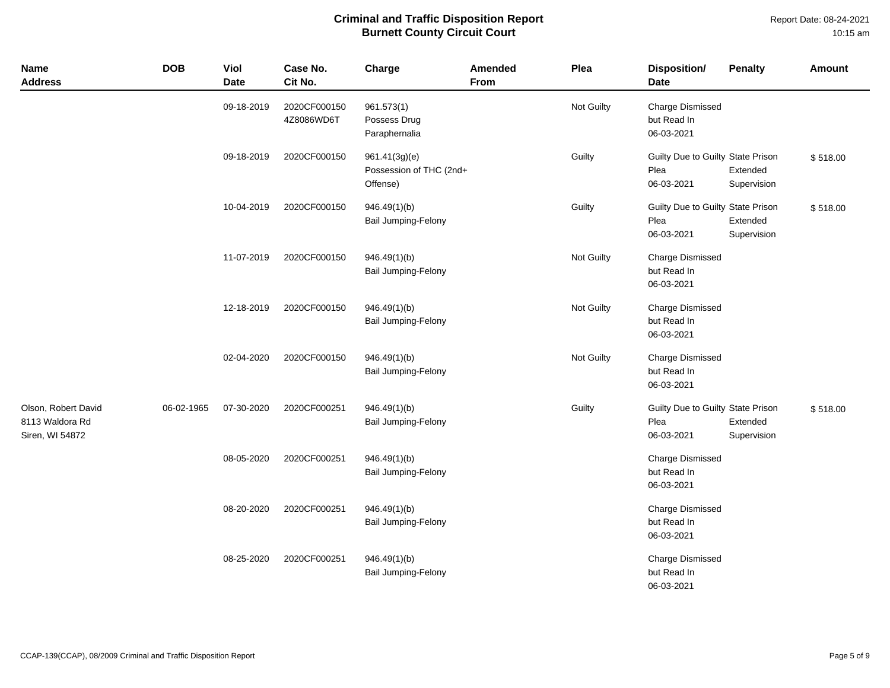# Criminal and Traffic Disposition Report
## Burnett County Circuit Court

Report Date: 08-24-2021
10:15 am

| Name Address | DOB | Viol Date | Case No. Cit No. | Charge | Amended From | Plea | Disposition/ Date | Penalty | Amount |
|---|---|---|---|---|---|---|---|---|---|
| | | 09-18-2019 | 2020CF000150 4Z8086WD6T | 961.573(1) Possess Drug Paraphernalia | | Not Guilty | Charge Dismissed but Read In 06-03-2021 | | |
| | | 09-18-2019 | 2020CF000150 | 961.41(3g)(e) Possession of THC (2nd+ Offense) | | Guilty | Guilty Due to Guilty Plea 06-03-2021 | State Prison Extended Supervision | $ 518.00 |
| | | 10-04-2019 | 2020CF000150 | 946.49(1)(b) Bail Jumping-Felony | | Guilty | Guilty Due to Guilty Plea 06-03-2021 | State Prison Extended Supervision | $ 518.00 |
| | | 11-07-2019 | 2020CF000150 | 946.49(1)(b) Bail Jumping-Felony | | Not Guilty | Charge Dismissed but Read In 06-03-2021 | | |
| | | 12-18-2019 | 2020CF000150 | 946.49(1)(b) Bail Jumping-Felony | | Not Guilty | Charge Dismissed but Read In 06-03-2021 | | |
| | | 02-04-2020 | 2020CF000150 | 946.49(1)(b) Bail Jumping-Felony | | Not Guilty | Charge Dismissed but Read In 06-03-2021 | | |
| Olson, Robert David 8113 Waldora Rd Siren, WI 54872 | 06-02-1965 | 07-30-2020 | 2020CF000251 | 946.49(1)(b) Bail Jumping-Felony | | Guilty | Guilty Due to Guilty Plea 06-03-2021 | State Prison Extended Supervision | $ 518.00 |
| | | 08-05-2020 | 2020CF000251 | 946.49(1)(b) Bail Jumping-Felony | | | Charge Dismissed but Read In 06-03-2021 | | |
| | | 08-20-2020 | 2020CF000251 | 946.49(1)(b) Bail Jumping-Felony | | | Charge Dismissed but Read In 06-03-2021 | | |
| | | 08-25-2020 | 2020CF000251 | 946.49(1)(b) Bail Jumping-Felony | | | Charge Dismissed but Read In 06-03-2021 | | |

CCAP-139(CCAP), 08/2009 Criminal and Traffic Disposition Report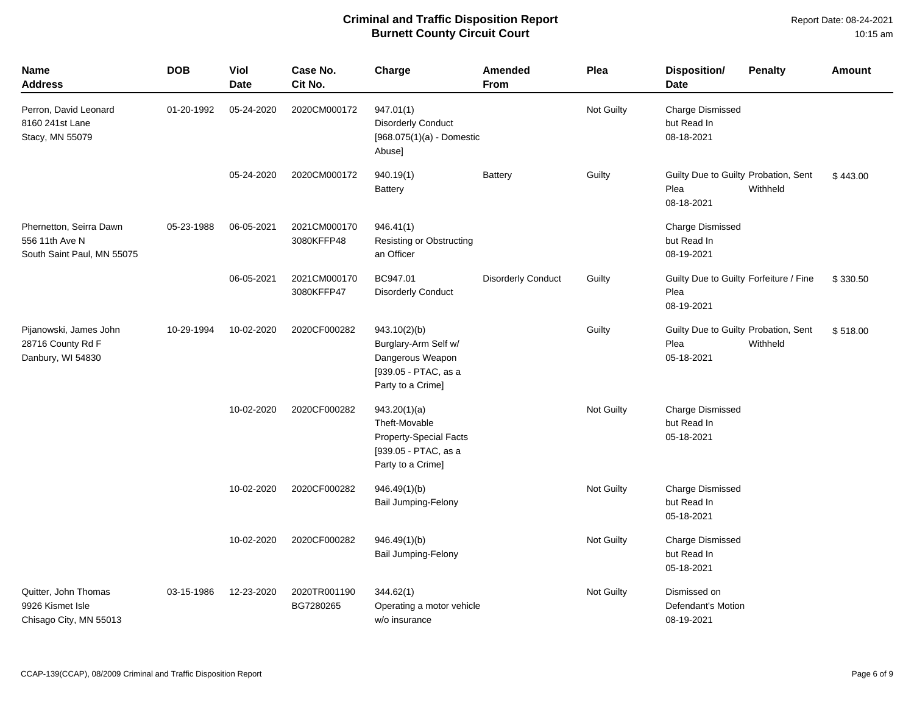# Criminal and Traffic Disposition Report
## Burnett County Circuit Court

Report Date: 08-24-2021
10:15 am

| Name<br>Address | DOB | Viol<br>Date | Case No.<br>Cit No. | Charge | Amended<br>From | Plea | Disposition/<br>Date | Penalty | Amount |
|---|---|---|---|---|---|---|---|---|---|
| Perron, David Leonard<br>8160 241st Lane<br>Stacy, MN 55079 | 01-20-1992 | 05-24-2020 | 2020CM000172 | 947.01(1)<br>Disorderly Conduct<br>[968.075(1)(a) - Domestic Abuse] | | Not Guilty | Charge Dismissed but Read In<br>08-18-2021 | | |
| | | 05-24-2020 | 2020CM000172 | 940.19(1)<br>Battery | Battery | Guilty | Guilty Due to Guilty Plea<br>08-18-2021 | Probation, Sent Withheld | $ 443.00 |
| Phernetton, Seirra Dawn<br>556 11th Ave N<br>South Saint Paul, MN 55075 | 05-23-1988 | 06-05-2021 | 2021CM000170<br>3080KFFP48 | 946.41(1)<br>Resisting or Obstructing an Officer | | | Charge Dismissed but Read In<br>08-19-2021 | | |
| | | 06-05-2021 | 2021CM000170<br>3080KFFP47 | BC947.01<br>Disorderly Conduct | Disorderly Conduct | Guilty | Guilty Due to Guilty Plea<br>08-19-2021 | Forfeiture / Fine | $ 330.50 |
| Pijanowski, James John<br>28716 County Rd F<br>Danbury, WI 54830 | 10-29-1994 | 10-02-2020 | 2020CF000282 | 943.10(2)(b)<br>Burglary-Arm Self w/ Dangerous Weapon<br>[939.05 - PTAC, as a Party to a Crime] | | Guilty | Guilty Due to Guilty Plea<br>05-18-2021 | Probation, Sent Withheld | $ 518.00 |
| | | 10-02-2020 | 2020CF000282 | 943.20(1)(a)<br>Theft-Movable Property-Special Facts<br>[939.05 - PTAC, as a Party to a Crime] | | Not Guilty | Charge Dismissed but Read In<br>05-18-2021 | | |
| | | 10-02-2020 | 2020CF000282 | 946.49(1)(b)<br>Bail Jumping-Felony | | Not Guilty | Charge Dismissed but Read In<br>05-18-2021 | | |
| | | 10-02-2020 | 2020CF000282 | 946.49(1)(b)<br>Bail Jumping-Felony | | Not Guilty | Charge Dismissed but Read In<br>05-18-2021 | | |
| Quitter, John Thomas<br>9926 Kismet Isle<br>Chisago City, MN 55013 | 03-15-1986 | 12-23-2020 | 2020TR001190<br>BG7280265 | 344.62(1)<br>Operating a motor vehicle w/o insurance | | Not Guilty | Dismissed on Defendant's Motion<br>08-19-2021 | | |

CCAP-139(CCAP), 08/2009 Criminal and Traffic Disposition Report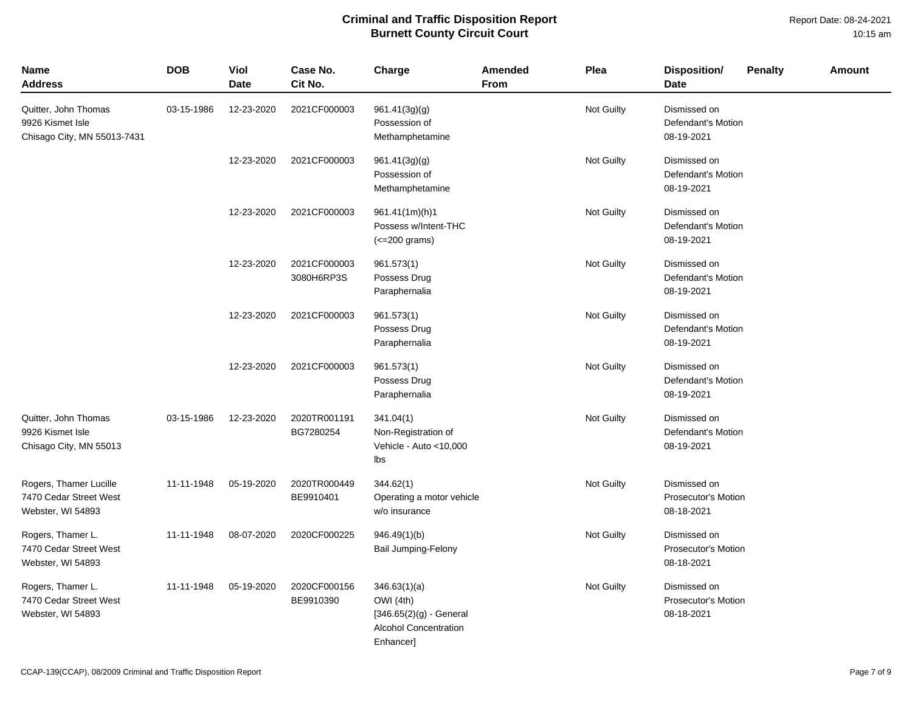# Criminal and Traffic Disposition Report
## Burnett County Circuit Court

Report Date: 08-24-2021
10:15 am

| Name Address | DOB | Viol Date | Case No. Cit No. | Charge | Amended From | Plea | Disposition/ Date | Penalty | Amount |
|---|---|---|---|---|---|---|---|---|---|
| Quitter, John Thomas 9926 Kismet Isle Chisago City, MN 55013-7431 | 03-15-1986 | 12-23-2020 | 2021CF000003 | 961.41(3g)(g) Possession of Methamphetamine | | Not Guilty | Dismissed on Defendant's Motion 08-19-2021 | | |
| | | 12-23-2020 | 2021CF000003 | 961.41(3g)(g) Possession of Methamphetamine | | Not Guilty | Dismissed on Defendant's Motion 08-19-2021 | | |
| | | 12-23-2020 | 2021CF000003 | 961.41(1m)(h)1 Possess w/Intent-THC (<=200 grams) | | Not Guilty | Dismissed on Defendant's Motion 08-19-2021 | | |
| | | 12-23-2020 | 2021CF000003 3080H6RP3S | 961.573(1) Possess Drug Paraphernalia | | Not Guilty | Dismissed on Defendant's Motion 08-19-2021 | | |
| | | 12-23-2020 | 2021CF000003 | 961.573(1) Possess Drug Paraphernalia | | Not Guilty | Dismissed on Defendant's Motion 08-19-2021 | | |
| | | 12-23-2020 | 2021CF000003 | 961.573(1) Possess Drug Paraphernalia | | Not Guilty | Dismissed on Defendant's Motion 08-19-2021 | | |
| Quitter, John Thomas 9926 Kismet Isle Chisago City, MN 55013 | 03-15-1986 | 12-23-2020 | 2020TR001191 BG7280254 | 341.04(1) Non-Registration of Vehicle - Auto <10,000 lbs | | Not Guilty | Dismissed on Defendant's Motion 08-19-2021 | | |
| Rogers, Thamer Lucille 7470 Cedar Street West Webster, WI 54893 | 11-11-1948 | 05-19-2020 | 2020TR000449 BE9910401 | 344.62(1) Operating a motor vehicle w/o insurance | | Not Guilty | Dismissed on Prosecutor's Motion 08-18-2021 | | |
| Rogers, Thamer L. 7470 Cedar Street West Webster, WI 54893 | 11-11-1948 | 08-07-2020 | 2020CF000225 | 946.49(1)(b) Bail Jumping-Felony | | Not Guilty | Dismissed on Prosecutor's Motion 08-18-2021 | | |
| Rogers, Thamer L. 7470 Cedar Street West Webster, WI 54893 | 11-11-1948 | 05-19-2020 | 2020CF000156 BE9910390 | 346.63(1)(a) OWI (4th) [346.65(2)(g) - General Alcohol Concentration Enhancer] | | Not Guilty | Dismissed on Prosecutor's Motion 08-18-2021 | | |

CCAP-139(CCAP), 08/2009 Criminal and Traffic Disposition Report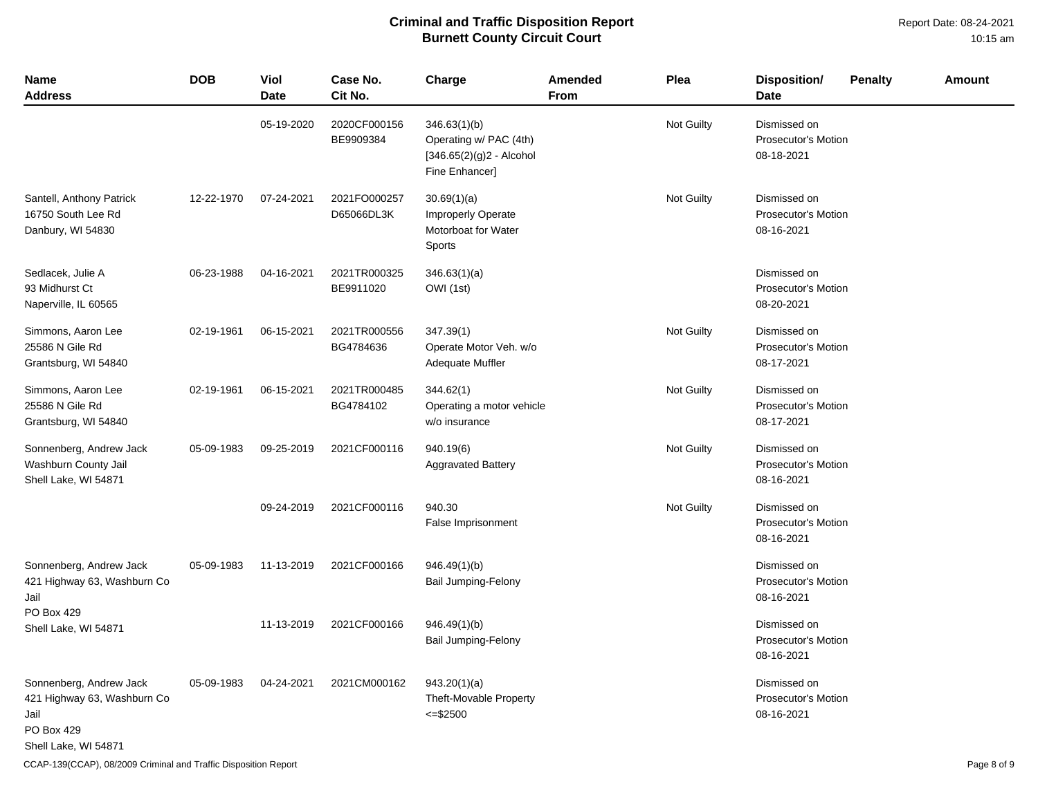# Criminal and Traffic Disposition Report
## Burnett County Circuit Court

Report Date: 08-24-2021
10:15 am

| Name Address | DOB | Viol Date | Case No. Cit No. | Charge | Amended From | Plea | Disposition/ Date | Penalty | Amount |
|---|---|---|---|---|---|---|---|---|---|
| | | 05-19-2020 | 2020CF000156 BE9909384 | 346.63(1)(b) Operating w/ PAC (4th) [346.65(2)(g)2 - Alcohol Fine Enhancer] | | Not Guilty | Dismissed on Prosecutor's Motion 08-18-2021 | | |
| Santell, Anthony Patrick 16750 South Lee Rd Danbury, WI 54830 | 12-22-1970 | 07-24-2021 | 2021FO000257 D65066DL3K | 30.69(1)(a) Improperly Operate Motorboat for Water Sports | | Not Guilty | Dismissed on Prosecutor's Motion 08-16-2021 | | |
| Sedlacek, Julie A 93 Midhurst Ct Naperville, IL 60565 | 06-23-1988 | 04-16-2021 | 2021TR000325 BE9911020 | 346.63(1)(a) OWI (1st) | | | Dismissed on Prosecutor's Motion 08-20-2021 | | |
| Simmons, Aaron Lee 25586 N Gile Rd Grantsburg, WI 54840 | 02-19-1961 | 06-15-2021 | 2021TR000556 BG4784636 | 347.39(1) Operate Motor Veh. w/o Adequate Muffler | | Not Guilty | Dismissed on Prosecutor's Motion 08-17-2021 | | |
| Simmons, Aaron Lee 25586 N Gile Rd Grantsburg, WI 54840 | 02-19-1961 | 06-15-2021 | 2021TR000485 BG4784102 | 344.62(1) Operating a motor vehicle w/o insurance | | Not Guilty | Dismissed on Prosecutor's Motion 08-17-2021 | | |
| Sonnenberg, Andrew Jack Washburn County Jail Shell Lake, WI 54871 | 05-09-1983 | 09-25-2019 | 2021CF000116 | 940.19(6) Aggravated Battery | | Not Guilty | Dismissed on Prosecutor's Motion 08-16-2021 | | |
| | | 09-24-2019 | 2021CF000116 | 940.30 False Imprisonment | | Not Guilty | Dismissed on Prosecutor's Motion 08-16-2021 | | |
| Sonnenberg, Andrew Jack 421 Highway 63, Washburn Co Jail PO Box 429 Shell Lake, WI 54871 | 05-09-1983 | 11-13-2019 | 2021CF000166 | 946.49(1)(b) Bail Jumping-Felony | | | Dismissed on Prosecutor's Motion 08-16-2021 | | |
| | | 11-13-2019 | 2021CF000166 | 946.49(1)(b) Bail Jumping-Felony | | | Dismissed on Prosecutor's Motion 08-16-2021 | | |
| Sonnenberg, Andrew Jack 421 Highway 63, Washburn Co Jail PO Box 429 Shell Lake, WI 54871 | 05-09-1983 | 04-24-2021 | 2021CM000162 | 943.20(1)(a) Theft-Movable Property <=$2500 | | | Dismissed on Prosecutor's Motion 08-16-2021 | | |

CCAP-139(CCAP), 08/2009 Criminal and Traffic Disposition Report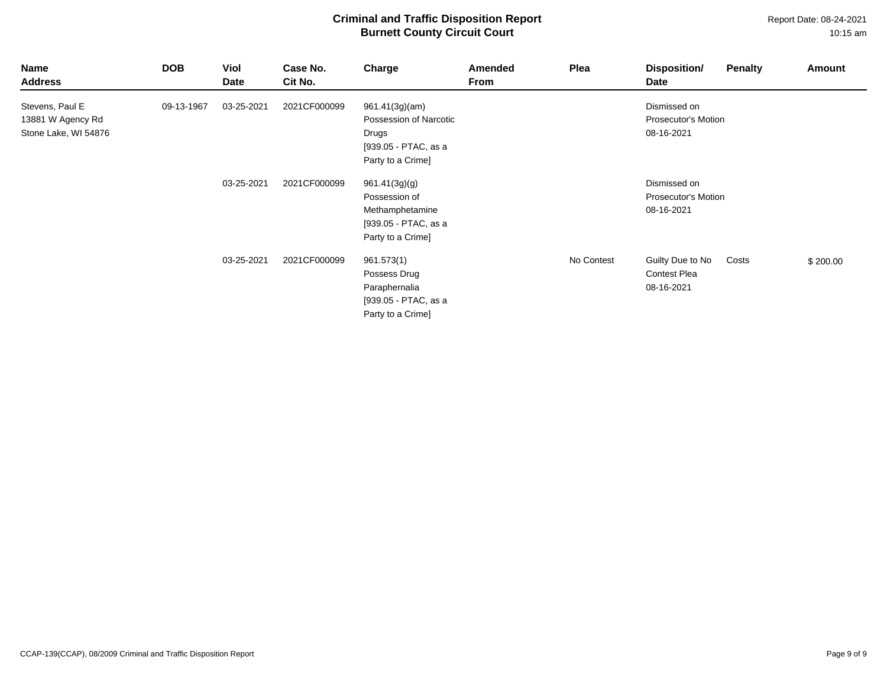# Criminal and Traffic Disposition Report
## Burnett County Circuit Court

Report Date: 08-24-2021
10:15 am

| Name<br>Address | DOB | Viol<br>Date | Case No.<br>Cit No. | Charge | Amended<br>From | Plea | Disposition/<br>Date | Penalty | Amount |
|---|---|---|---|---|---|---|---|---|---|
| Stevens, Paul E<br>13881 W Agency Rd<br>Stone Lake, WI 54876 | 09-13-1967 | 03-25-2021 | 2021CF000099 | 961.41(3g)(am)<br>Possession of Narcotic Drugs<br>[939.05 - PTAC, as a Party to a Crime] | | | Dismissed on Prosecutor's Motion<br>08-16-2021 | | |
| | | 03-25-2021 | 2021CF000099 | 961.41(3g)(g)<br>Possession of Methamphetamine<br>[939.05 - PTAC, as a Party to a Crime] | | | Dismissed on Prosecutor's Motion<br>08-16-2021 | | |
| | | 03-25-2021 | 2021CF000099 | 961.573(1)<br>Possess Drug Paraphernalia<br>[939.05 - PTAC, as a Party to a Crime] | | No Contest | Guilty Due to No Contest Plea<br>08-16-2021 | Costs | $ 200.00 |

CCAP-139(CCAP), 08/2009 Criminal and Traffic Disposition Report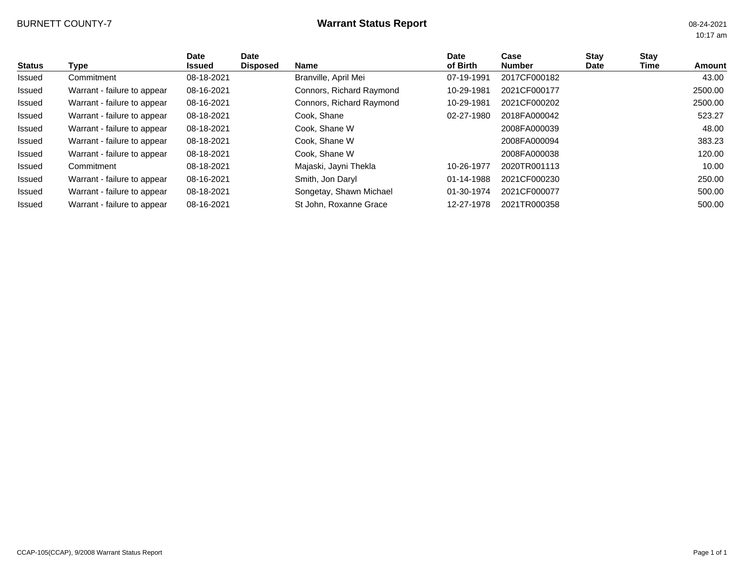BURNETT COUNTY-7

# Warrant Status Report

08-24-2021
10:17 am

| Status | Type | Date Issued | Date Disposed | Name | Date of Birth | Case Number | Stay Date | Stay Time | Amount |
|---|---|---|---|---|---|---|---|---|---|
| Issued | Commitment | 08-18-2021 | | Branville, April Mei | 07-19-1991 | 2017CF000182 | | | 43.00 |
| Issued | Warrant - failure to appear | 08-16-2021 | | Connors, Richard Raymond | 10-29-1981 | 2021CF000177 | | | 2500.00 |
| Issued | Warrant - failure to appear | 08-16-2021 | | Connors, Richard Raymond | 10-29-1981 | 2021CF000202 | | | 2500.00 |
| Issued | Warrant - failure to appear | 08-18-2021 | | Cook, Shane | 02-27-1980 | 2018FA000042 | | | 523.27 |
| Issued | Warrant - failure to appear | 08-18-2021 | | Cook, Shane W | | 2008FA000039 | | | 48.00 |
| Issued | Warrant - failure to appear | 08-18-2021 | | Cook, Shane W | | 2008FA000094 | | | 383.23 |
| Issued | Warrant - failure to appear | 08-18-2021 | | Cook, Shane W | | 2008FA000038 | | | 120.00 |
| Issued | Commitment | 08-18-2021 | | Majaski, Jayni Thekla | 10-26-1977 | 2020TR001113 | | | 10.00 |
| Issued | Warrant - failure to appear | 08-16-2021 | | Smith, Jon Daryl | 01-14-1988 | 2021CF000230 | | | 250.00 |
| Issued | Warrant - failure to appear | 08-18-2021 | | Songetay, Shawn Michael | 01-30-1974 | 2021CF000077 | | | 500.00 |
| Issued | Warrant - failure to appear | 08-16-2021 | | St John, Roxanne Grace | 12-27-1978 | 2021TR000358 | | | 500.00 |

CCAP-105(CCAP), 9/2008 Warrant Status Report